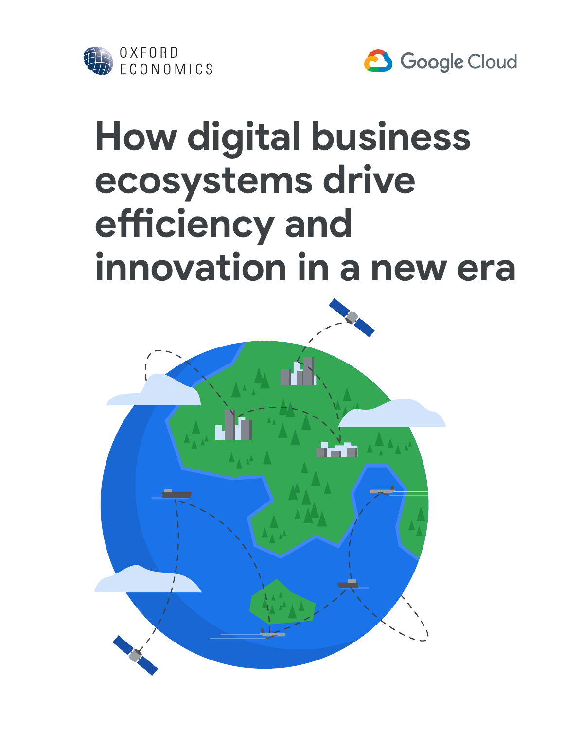OXFORD ECONOMICS

Google Cloud

# How digital business ecosystems drive efficiency and innovation in a new era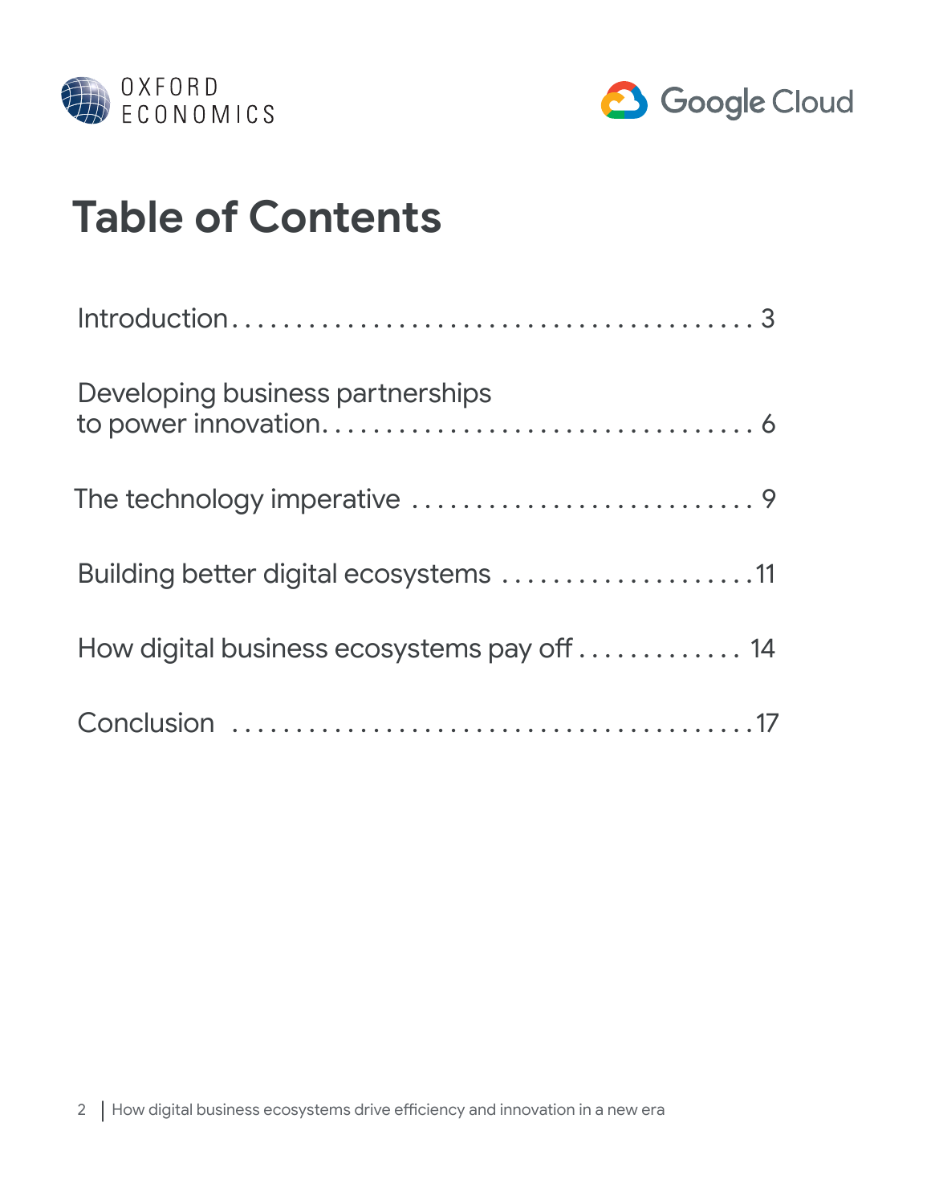# Table of Contents

Introduction . . . . . . . . . . . . . . . . . . . . . . . . . . . . . . . . . . . . . . . . . 3

Developing business partnerships to power innovation. . . . . . . . . . . . . . . . . . . . . . . . . . . . . . . . . . 6

The technology imperative . . . . . . . . . . . . . . . . . . . . . . . . . . . . 9

Building better digital ecosystems . . . . . . . . . . . . . . . . . . . . .11

How digital business ecosystems pay off . . . . . . . . . . . . . 14

Conclusion . . . . . . . . . . . . . . . . . . . . . . . . . . . . . . . . . . . . . . . .17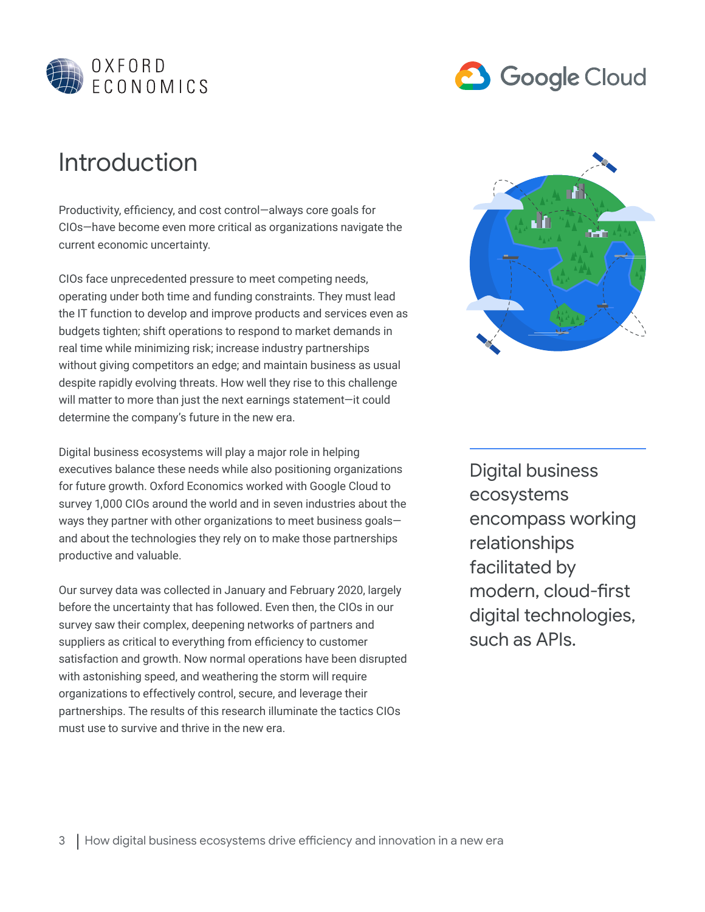# Introduction

Productivity, efficiency, and cost control—always core goals for CIOs—have become even more critical as organizations navigate the current economic uncertainty.

CIOs face unprecedented pressure to meet competing needs, operating under both time and funding constraints. They must lead the IT function to develop and improve products and services even as budgets tighten; shift operations to respond to market demands in real time while minimizing risk; increase industry partnerships without giving competitors an edge; and maintain business as usual despite rapidly evolving threats. How well they rise to this challenge will matter to more than just the next earnings statement—it could determine the company's future in the new era.

Digital business ecosystems will play a major role in helping executives balance these needs while also positioning organizations for future growth. Oxford Economics worked with Google Cloud to survey 1,000 CIOs around the world and in seven industries about the ways they partner with other organizations to meet business goals—and about the technologies they rely on to make those partnerships productive and valuable.

Our survey data was collected in January and February 2020, largely before the uncertainty that has followed. Even then, the CIOs in our survey saw their complex, deepening networks of partners and suppliers as critical to everything from efficiency to customer satisfaction and growth. Now normal operations have been disrupted with astonishing speed, and weathering the storm will require organizations to effectively control, secure, and leverage their partnerships. The results of this research illuminate the tactics CIOs must use to survive and thrive in the new era.

Digital business ecosystems encompass working relationships facilitated by modern, cloud-first digital technologies, such as APIs.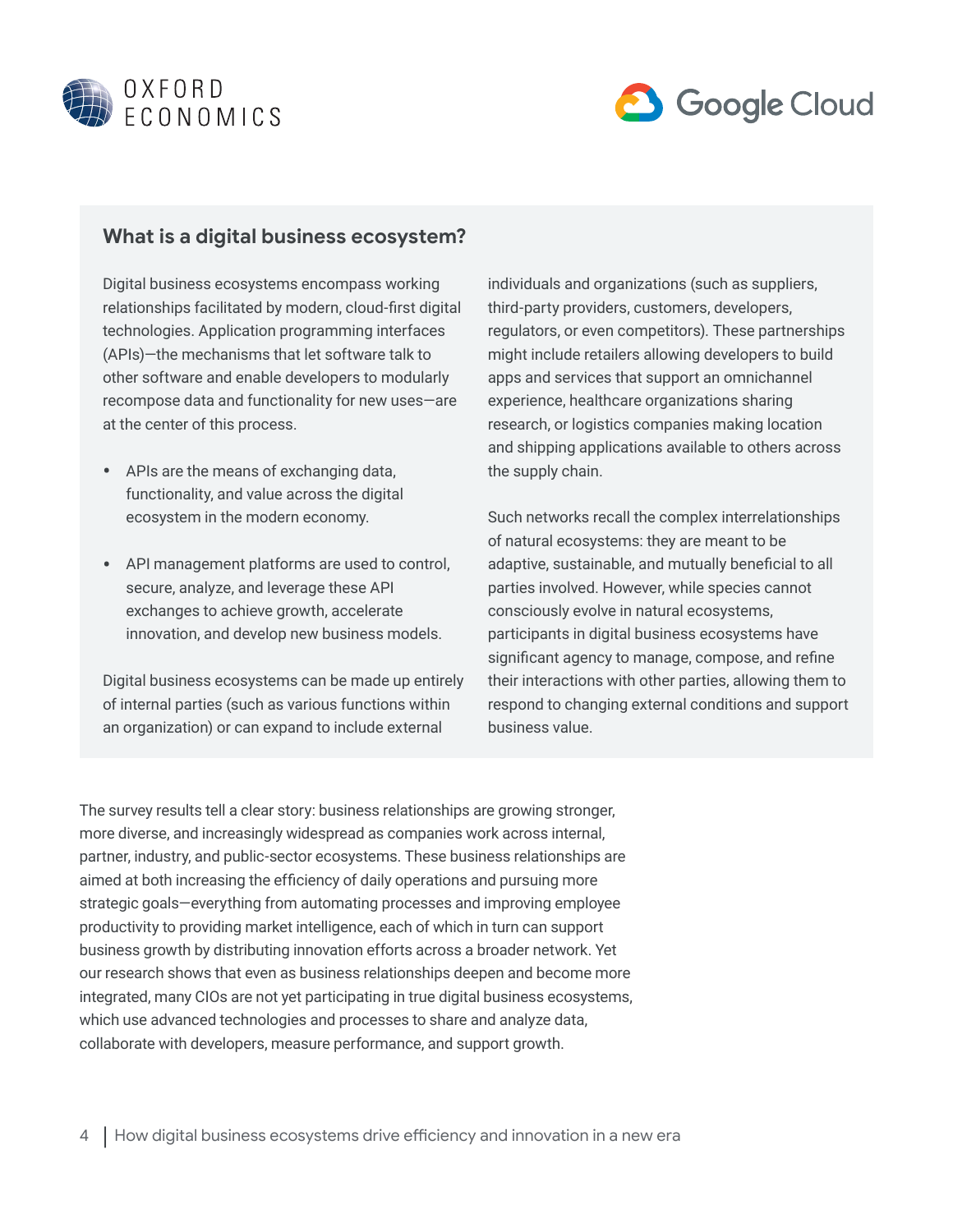## What is a digital business ecosystem?

Digital business ecosystems encompass working relationships facilitated by modern, cloud-first digital technologies. Application programming interfaces (APIs)—the mechanisms that let software talk to other software and enable developers to modularly recompose data and functionality for new uses—are at the center of this process.

- APIs are the means of exchanging data, functionality, and value across the digital ecosystem in the modern economy.
- API management platforms are used to control, secure, analyze, and leverage these API exchanges to achieve growth, accelerate innovation, and develop new business models.

Digital business ecosystems can be made up entirely of internal parties (such as various functions within an organization) or can expand to include external individuals and organizations (such as suppliers, third-party providers, customers, developers, regulators, or even competitors). These partnerships might include retailers allowing developers to build apps and services that support an omnichannel experience, healthcare organizations sharing research, or logistics companies making location and shipping applications available to others across the supply chain.

Such networks recall the complex interrelationships of natural ecosystems: they are meant to be adaptive, sustainable, and mutually beneficial to all parties involved. However, while species cannot consciously evolve in natural ecosystems, participants in digital business ecosystems have significant agency to manage, compose, and refine their interactions with other parties, allowing them to respond to changing external conditions and support business value.

The survey results tell a clear story: business relationships are growing stronger, more diverse, and increasingly widespread as companies work across internal, partner, industry, and public-sector ecosystems. These business relationships are aimed at both increasing the efficiency of daily operations and pursuing more strategic goals—everything from automating processes and improving employee productivity to providing market intelligence, each of which in turn can support business growth by distributing innovation efforts across a broader network. Yet our research shows that even as business relationships deepen and become more integrated, many CIOs are not yet participating in true digital business ecosystems, which use advanced technologies and processes to share and analyze data, collaborate with developers, measure performance, and support growth.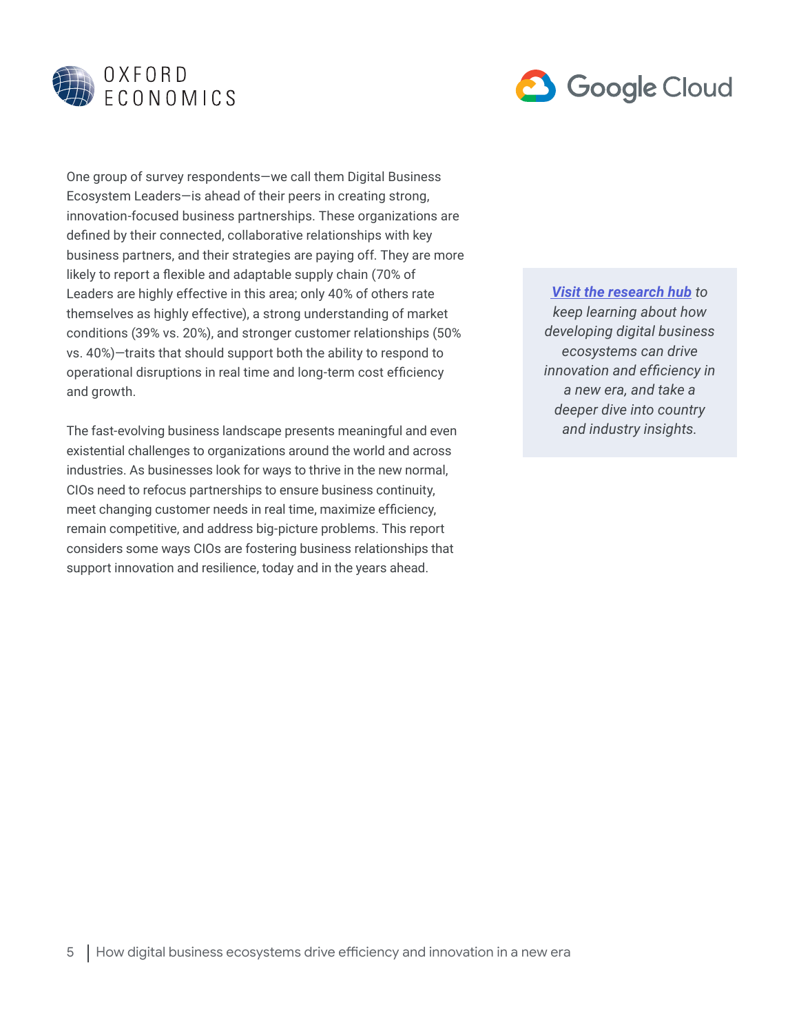One group of survey respondents—we call them Digital Business Ecosystem Leaders—is ahead of their peers in creating strong, innovation-focused business partnerships. These organizations are defined by their connected, collaborative relationships with key business partners, and their strategies are paying off. They are more likely to report a flexible and adaptable supply chain (70% of Leaders are highly effective in this area; only 40% of others rate themselves as highly effective), a strong understanding of market conditions (39% vs. 20%), and stronger customer relationships (50% vs. 40%)—traits that should support both the ability to respond to operational disruptions in real time and long-term cost efficiency and growth.

The fast-evolving business landscape presents meaningful and even existential challenges to organizations around the world and across industries. As businesses look for ways to thrive in the new normal, CIOs need to refocus partnerships to ensure business continuity, meet changing customer needs in real time, maximize efficiency, remain competitive, and address big-picture problems. This report considers some ways CIOs are fostering business relationships that support innovation and resilience, today and in the years ahead.

*__Visit the research hub__ to keep learning about how developing digital business ecosystems can drive innovation and efficiency in a new era, and take a deeper dive into country and industry insights.*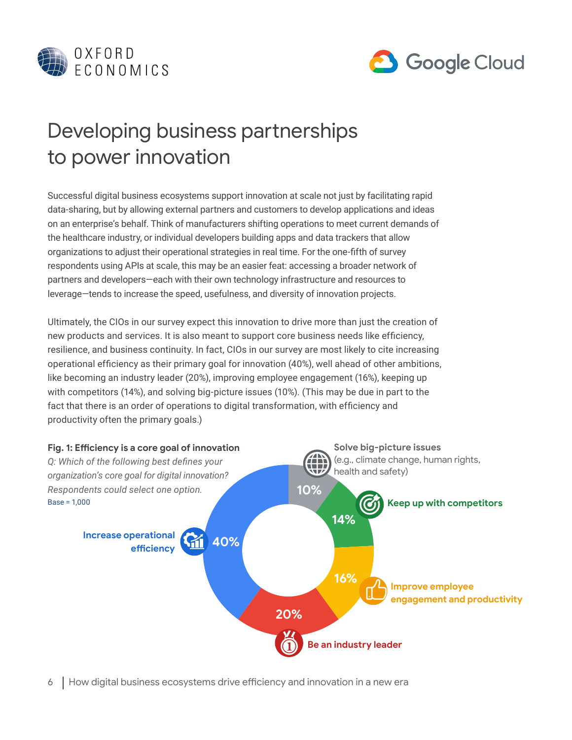# Developing business partnerships to power innovation

Successful digital business ecosystems support innovation at scale not just by facilitating rapid data-sharing, but by allowing external partners and customers to develop applications and ideas on an enterprise's behalf. Think of manufacturers shifting operations to meet current demands of the healthcare industry, or individual developers building apps and data trackers that allow organizations to adjust their operational strategies in real time. For the one-fifth of survey respondents using APIs at scale, this may be an easier feat: accessing a broader network of partners and developers—each with their own technology infrastructure and resources to leverage—tends to increase the speed, usefulness, and diversity of innovation projects.

Ultimately, the CIOs in our survey expect this innovation to drive more than just the creation of new products and services. It is also meant to support core business needs like efficiency, resilience, and business continuity. In fact, CIOs in our survey are most likely to cite increasing operational efficiency as their primary goal for innovation (40%), well ahead of other ambitions, like becoming an industry leader (20%), improving employee engagement (16%), keeping up with competitors (14%), and solving big-picture issues (10%). (This may be due in part to the fact that there is an order of operations to digital transformation, with efficiency and productivity often the primary goals.)

**Fig. 1: Efficiency is a core goal of innovation**

*Q: Which of the following best defines your organization's core goal for digital innovation? Respondents could select one option.*

Base = 1,000

| Goal | Share |
|---|---|
| Increase operational efficiency | 40% |
| Be an industry leader | 20% |
| Improve employee engagement and productivity | 16% |
| Keep up with competitors | 14% |
| Solve big-picture issues (e.g., climate change, human rights, health and safety) | 10% |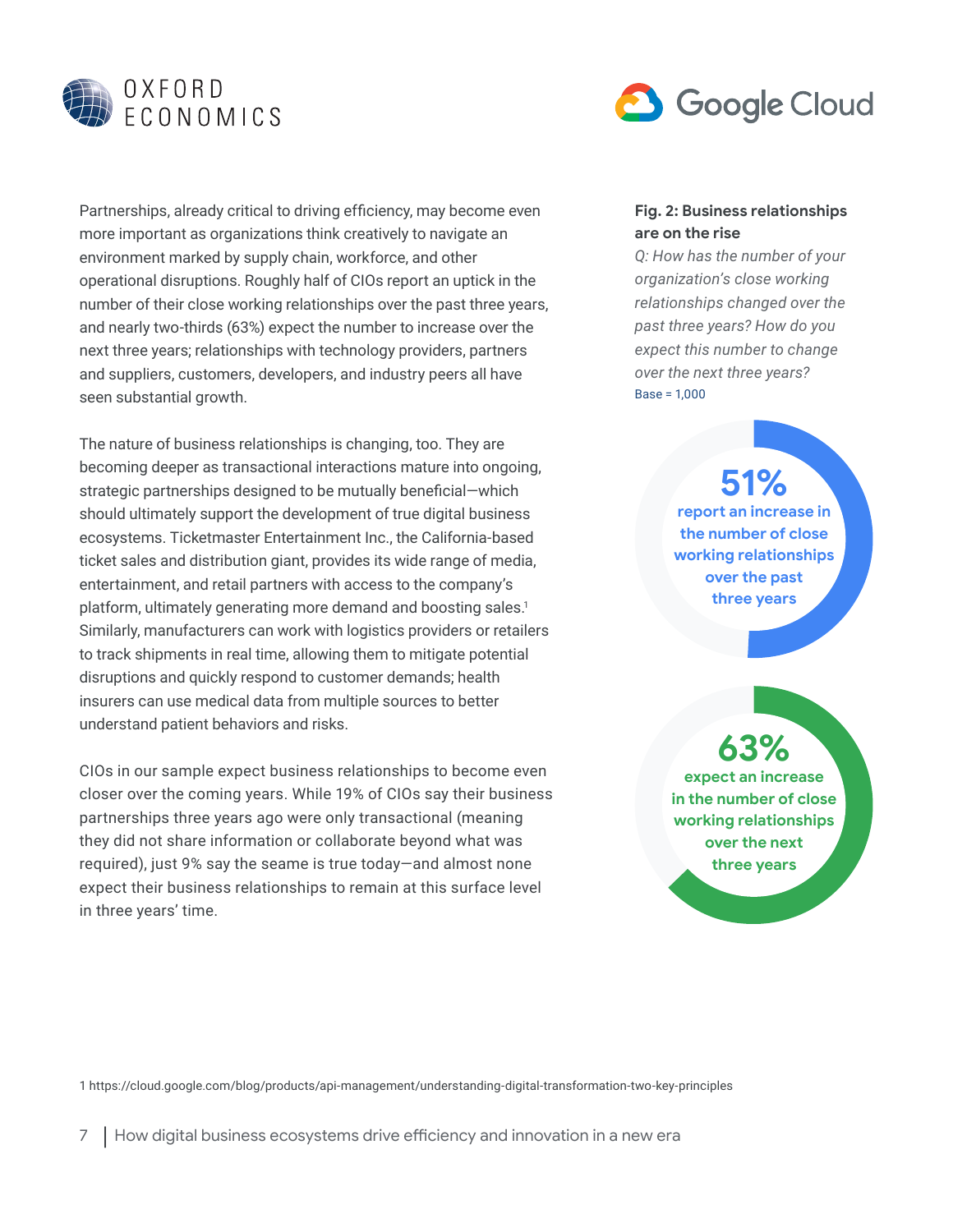Partnerships, already critical to driving efficiency, may become even more important as organizations think creatively to navigate an environment marked by supply chain, workforce, and other operational disruptions. Roughly half of CIOs report an uptick in the number of their close working relationships over the past three years, and nearly two-thirds (63%) expect the number to increase over the next three years; relationships with technology providers, partners and suppliers, customers, developers, and industry peers all have seen substantial growth.

The nature of business relationships is changing, too. They are becoming deeper as transactional interactions mature into ongoing, strategic partnerships designed to be mutually beneficial—which should ultimately support the development of true digital business ecosystems. Ticketmaster Entertainment Inc., the California-based ticket sales and distribution giant, provides its wide range of media, entertainment, and retail partners with access to the company's platform, ultimately generating more demand and boosting sales.[1] Similarly, manufacturers can work with logistics providers or retailers to track shipments in real time, allowing them to mitigate potential disruptions and quickly respond to customer demands; health insurers can use medical data from multiple sources to better understand patient behaviors and risks.

CIOs in our sample expect business relationships to become even closer over the coming years. While 19% of CIOs say their business partnerships three years ago were only transactional (meaning they did not share information or collaborate beyond what was required), just 9% say the seame is true today—and almost none expect their business relationships to remain at this surface level in three years' time.

**Fig. 2: Business relationships are on the rise**

*Q: How has the number of your organization's close working relationships changed over the past three years? How do you expect this number to change over the next three years?*

Base = 1,000

**51%** report an increase in the number of close working relationships over the past three years

**63%** expect an increase in the number of close working relationships over the next three years

1 https://cloud.google.com/blog/products/api-management/understanding-digital-transformation-two-key-principles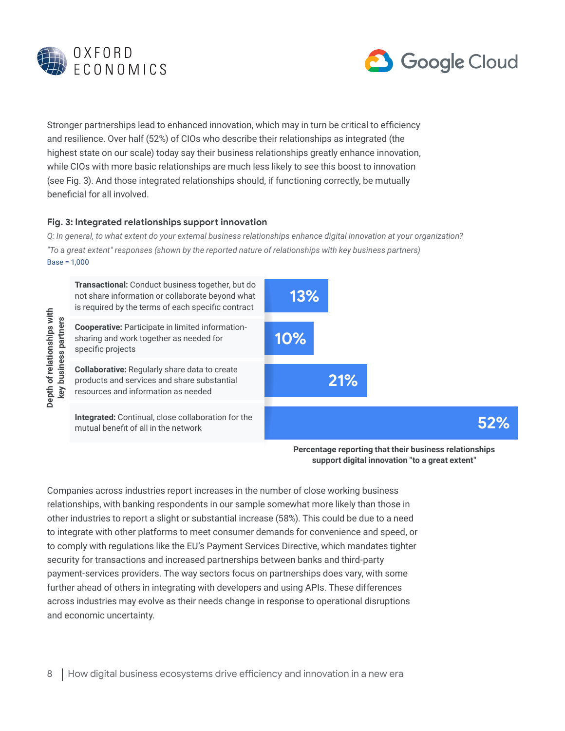Stronger partnerships lead to enhanced innovation, which may in turn be critical to efficiency and resilience. Over half (52%) of CIOs who describe their relationships as integrated (the highest state on our scale) today say their business relationships greatly enhance innovation, while CIOs with more basic relationships are much less likely to see this boost to innovation (see Fig. 3). And those integrated relationships should, if functioning correctly, be mutually beneficial for all involved.

**Fig. 3: Integrated relationships support innovation**

*Q: In general, to what extent do your external business relationships enhance digital innovation at your organization?*

*"To a great extent" responses (shown by the reported nature of relationships with key business partners)*

Base = 1,000

| Depth of relationships with key business partners | Percentage reporting that their business relationships support digital innovation "to a great extent" |
|---|---|
| **Transactional:** Conduct business together, but do not share information or collaborate beyond what is required by the terms of each specific contract | 13% |
| **Cooperative:** Participate in limited information-sharing and work together as needed for specific projects | 10% |
| **Collaborative:** Regularly share data to create products and services and share substantial resources and information as needed | 21% |
| **Integrated:** Continual, close collaboration for the mutual benefit of all in the network | 52% |

Companies across industries report increases in the number of close working business relationships, with banking respondents in our sample somewhat more likely than those in other industries to report a slight or substantial increase (58%). This could be due to a need to integrate with other platforms to meet consumer demands for convenience and speed, or to comply with regulations like the EU's Payment Services Directive, which mandates tighter security for transactions and increased partnerships between banks and third-party payment-services providers. The way sectors focus on partnerships does vary, with some further ahead of others in integrating with developers and using APIs. These differences across industries may evolve as their needs change in response to operational disruptions and economic uncertainty.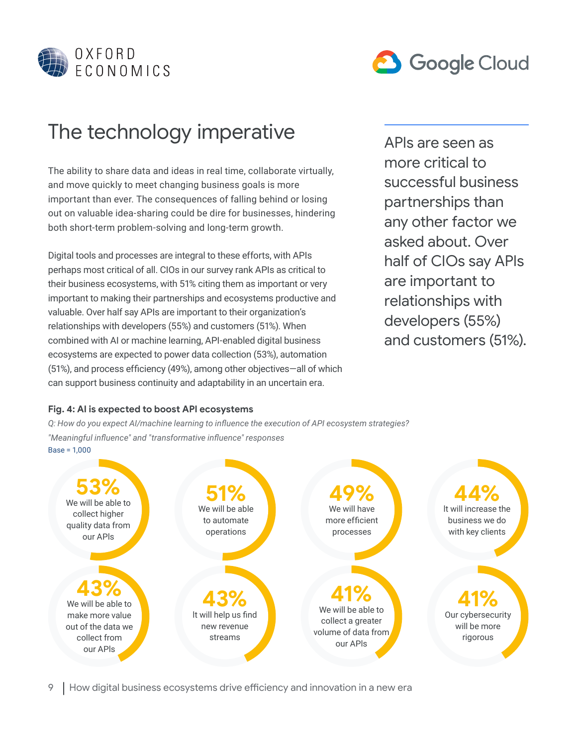# The technology imperative

The ability to share data and ideas in real time, collaborate virtually, and move quickly to meet changing business goals is more important than ever. The consequences of falling behind or losing out on valuable idea-sharing could be dire for businesses, hindering both short-term problem-solving and long-term growth.

Digital tools and processes are integral to these efforts, with APIs perhaps most critical of all. CIOs in our survey rank APIs as critical to their business ecosystems, with 51% citing them as important or very important to making their partnerships and ecosystems productive and valuable. Over half say APIs are important to their organization's relationships with developers (55%) and customers (51%). When combined with AI or machine learning, API-enabled digital business ecosystems are expected to power data collection (53%), automation (51%), and process efficiency (49%), among other objectives—all of which can support business continuity and adaptability in an uncertain era.

APIs are seen as more critical to successful business partnerships than any other factor we asked about. Over half of CIOs say APIs are important to relationships with developers (55%) and customers (51%).

**Fig. 4: AI is expected to boost API ecosystems**

*Q: How do you expect AI/machine learning to influence the execution of API ecosystem strategies?*

*"Meaningful influence" and "transformative influence" responses*

Base = 1,000

| Response | % |
|---|---|
| We will be able to collect higher quality data from our APIs | 53% |
| We will be able to automate operations | 51% |
| We will have more efficient processes | 49% |
| It will increase the business we do with key clients | 44% |
| We will be able to make more value out of the data we collect from our APIs | 43% |
| It will help us find new revenue streams | 43% |
| We will be able to collect a greater volume of data from our APIs | 41% |
| Our cybersecurity will be more rigorous | 41% |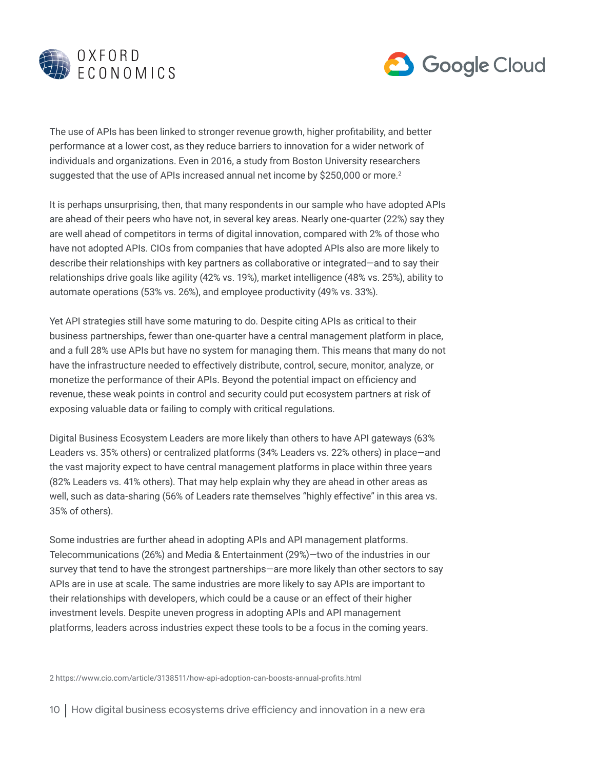The use of APIs has been linked to stronger revenue growth, higher profitability, and better performance at a lower cost, as they reduce barriers to innovation for a wider network of individuals and organizations. Even in 2016, a study from Boston University researchers suggested that the use of APIs increased annual net income by $250,000 or more.[2]

It is perhaps unsurprising, then, that many respondents in our sample who have adopted APIs are ahead of their peers who have not, in several key areas. Nearly one-quarter (22%) say they are well ahead of competitors in terms of digital innovation, compared with 2% of those who have not adopted APIs. CIOs from companies that have adopted APIs also are more likely to describe their relationships with key partners as collaborative or integrated—and to say their relationships drive goals like agility (42% vs. 19%), market intelligence (48% vs. 25%), ability to automate operations (53% vs. 26%), and employee productivity (49% vs. 33%).

Yet API strategies still have some maturing to do. Despite citing APIs as critical to their business partnerships, fewer than one-quarter have a central management platform in place, and a full 28% use APIs but have no system for managing them. This means that many do not have the infrastructure needed to effectively distribute, control, secure, monitor, analyze, or monetize the performance of their APIs. Beyond the potential impact on efficiency and revenue, these weak points in control and security could put ecosystem partners at risk of exposing valuable data or failing to comply with critical regulations.

Digital Business Ecosystem Leaders are more likely than others to have API gateways (63% Leaders vs. 35% others) or centralized platforms (34% Leaders vs. 22% others) in place—and the vast majority expect to have central management platforms in place within three years (82% Leaders vs. 41% others). That may help explain why they are ahead in other areas as well, such as data-sharing (56% of Leaders rate themselves "highly effective" in this area vs. 35% of others).

Some industries are further ahead in adopting APIs and API management platforms. Telecommunications (26%) and Media & Entertainment (29%)—two of the industries in our survey that tend to have the strongest partnerships—are more likely than other sectors to say APIs are in use at scale. The same industries are more likely to say APIs are important to their relationships with developers, which could be a cause or an effect of their higher investment levels. Despite uneven progress in adopting APIs and API management platforms, leaders across industries expect these tools to be a focus in the coming years.

2 https://www.cio.com/article/3138511/how-api-adoption-can-boosts-annual-profits.html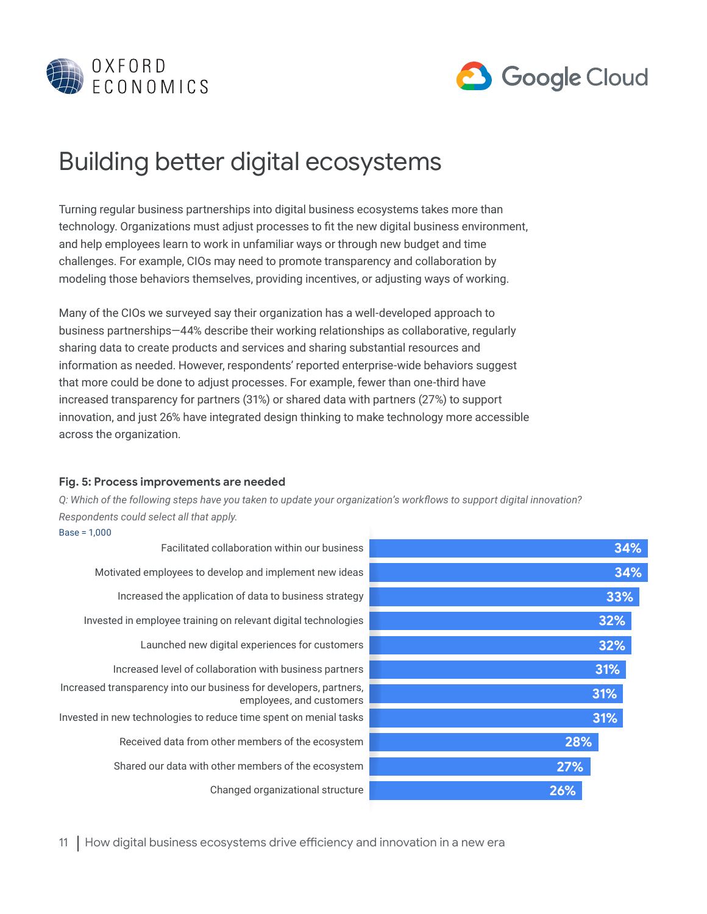# Building better digital ecosystems

Turning regular business partnerships into digital business ecosystems takes more than technology. Organizations must adjust processes to fit the new digital business environment, and help employees learn to work in unfamiliar ways or through new budget and time challenges. For example, CIOs may need to promote transparency and collaboration by modeling those behaviors themselves, providing incentives, or adjusting ways of working.

Many of the CIOs we surveyed say their organization has a well-developed approach to business partnerships—44% describe their working relationships as collaborative, regularly sharing data to create products and services and sharing substantial resources and information as needed. However, respondents' reported enterprise-wide behaviors suggest that more could be done to adjust processes. For example, fewer than one-third have increased transparency for partners (31%) or shared data with partners (27%) to support innovation, and just 26% have integrated design thinking to make technology more accessible across the organization.

**Fig. 5: Process improvements are needed**

*Q: Which of the following steps have you taken to update your organization's workflows to support digital innovation? Respondents could select all that apply.*

Base = 1,000

| Step | % |
|---|---|
| Facilitated collaboration within our business | 34% |
| Motivated employees to develop and implement new ideas | 34% |
| Increased the application of data to business strategy | 33% |
| Invested in employee training on relevant digital technologies | 32% |
| Launched new digital experiences for customers | 32% |
| Increased level of collaboration with business partners | 31% |
| Increased transparency into our business for developers, partners, employees, and customers | 31% |
| Invested in new technologies to reduce time spent on menial tasks | 31% |
| Received data from other members of the ecosystem | 28% |
| Shared our data with other members of the ecosystem | 27% |
| Changed organizational structure | 26% |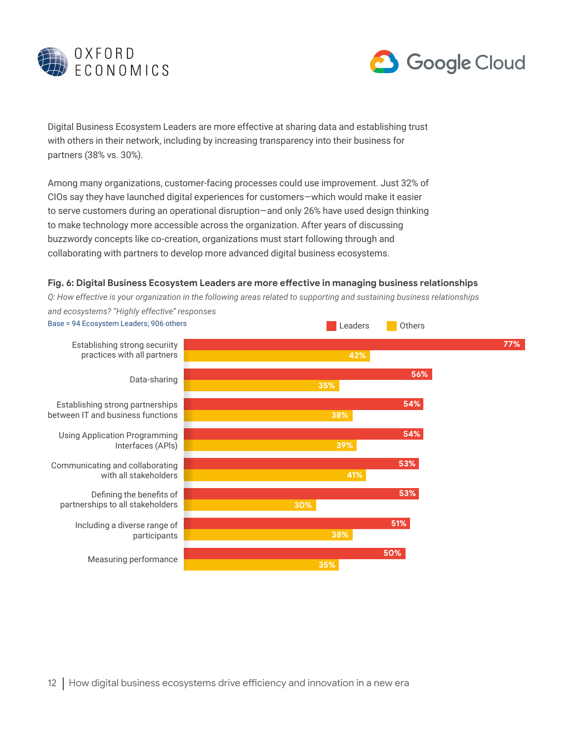Digital Business Ecosystem Leaders are more effective at sharing data and establishing trust with others in their network, including by increasing transparency into their business for partners (38% vs. 30%).

Among many organizations, customer-facing processes could use improvement. Just 32% of CIOs say they have launched digital experiences for customers—which would make it easier to serve customers during an operational disruption—and only 26% have used design thinking to make technology more accessible across the organization. After years of discussing buzzwordy concepts like co-creation, organizations must start following through and collaborating with partners to develop more advanced digital business ecosystems.

**Fig. 6: Digital Business Ecosystem Leaders are more effective in managing business relationships**

*Q: How effective is your organization in the following areas related to supporting and sustaining business relationships and ecosystems? "Highly effective" responses*

Base = 94 Ecosystem Leaders; 906 others

| | Leaders | Others |
|---|---|---|
| Establishing strong secuirity practices with all partners | 77% | 42% |
| Data-sharing | 56% | 35% |
| Establishing strong partnerships between IT and business functions | 54% | 38% |
| Using Application Programming Interfaces (APIs) | 54% | 39% |
| Communicating and collaborating with all stakeholders | 53% | 41% |
| Defining the benefits of partnerships to all stakeholders | 53% | 30% |
| Including a diverse range of participants | 51% | 38% |
| Measuring performance | 50% | 35% |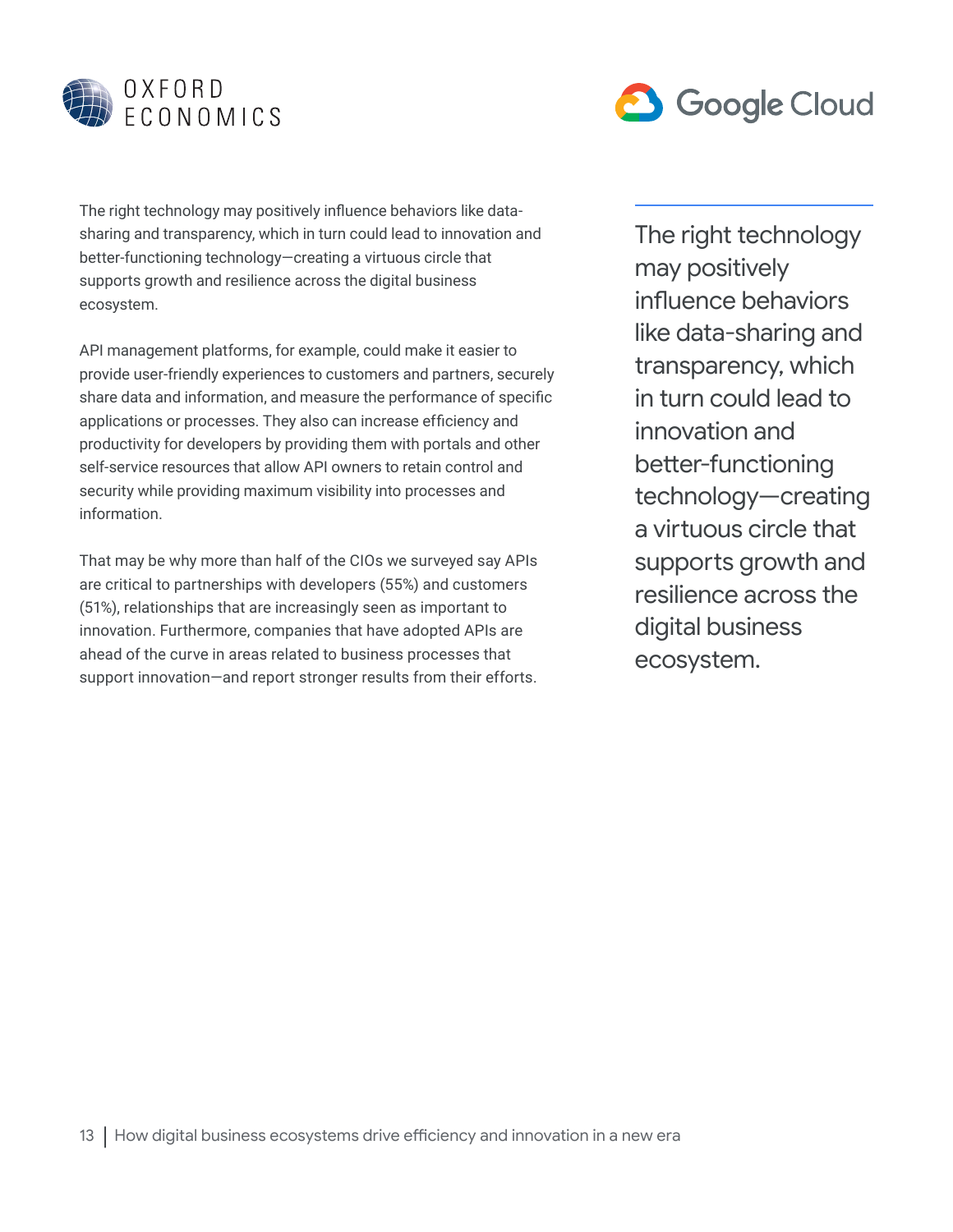The right technology may positively influence behaviors like data-sharing and transparency, which in turn could lead to innovation and better-functioning technology—creating a virtuous circle that supports growth and resilience across the digital business ecosystem.

API management platforms, for example, could make it easier to provide user-friendly experiences to customers and partners, securely share data and information, and measure the performance of specific applications or processes. They also can increase efficiency and productivity for developers by providing them with portals and other self-service resources that allow API owners to retain control and security while providing maximum visibility into processes and information.

That may be why more than half of the CIOs we surveyed say APIs are critical to partnerships with developers (55%) and customers (51%), relationships that are increasingly seen as important to innovation. Furthermore, companies that have adopted APIs are ahead of the curve in areas related to business processes that support innovation—and report stronger results from their efforts.

> The right technology may positively influence behaviors like data-sharing and transparency, which in turn could lead to innovation and better-functioning technology—creating a virtuous circle that supports growth and resilience across the digital business ecosystem.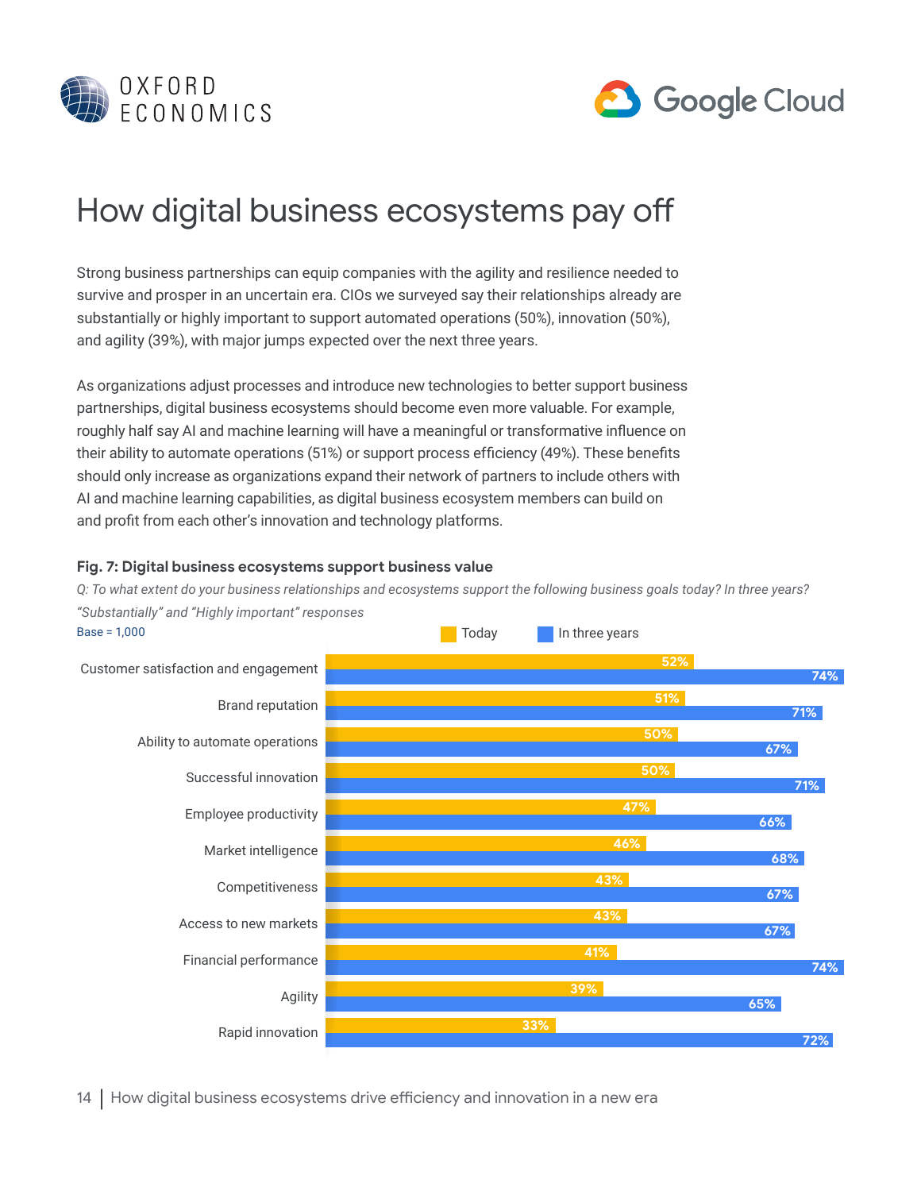# How digital business ecosystems pay off

Strong business partnerships can equip companies with the agility and resilience needed to survive and prosper in an uncertain era. CIOs we surveyed say their relationships already are substantially or highly important to support automated operations (50%), innovation (50%), and agility (39%), with major jumps expected over the next three years.

As organizations adjust processes and introduce new technologies to better support business partnerships, digital business ecosystems should become even more valuable. For example, roughly half say AI and machine learning will have a meaningful or transformative influence on their ability to automate operations (51%) or support process efficiency (49%). These benefits should only increase as organizations expand their network of partners to include others with AI and machine learning capabilities, as digital business ecosystem members can build on and profit from each other's innovation and technology platforms.

**Fig. 7: Digital business ecosystems support business value**

*Q: To what extent do your business relationships and ecosystems support the following business goals today? In three years? "Substantially" and "Highly important" responses*

Base = 1,000

| | Today | In three years |
|---|---|---|
| Customer satisfaction and engagement | 52% | 74% |
| Brand reputation | 51% | 71% |
| Ability to automate operations | 50% | 67% |
| Successful innovation | 50% | 71% |
| Employee productivity | 47% | 66% |
| Market intelligence | 46% | 68% |
| Competitiveness | 43% | 67% |
| Access to new markets | 43% | 67% |
| Financial performance | 41% | 74% |
| Agility | 39% | 65% |
| Rapid innovation | 33% | 72% |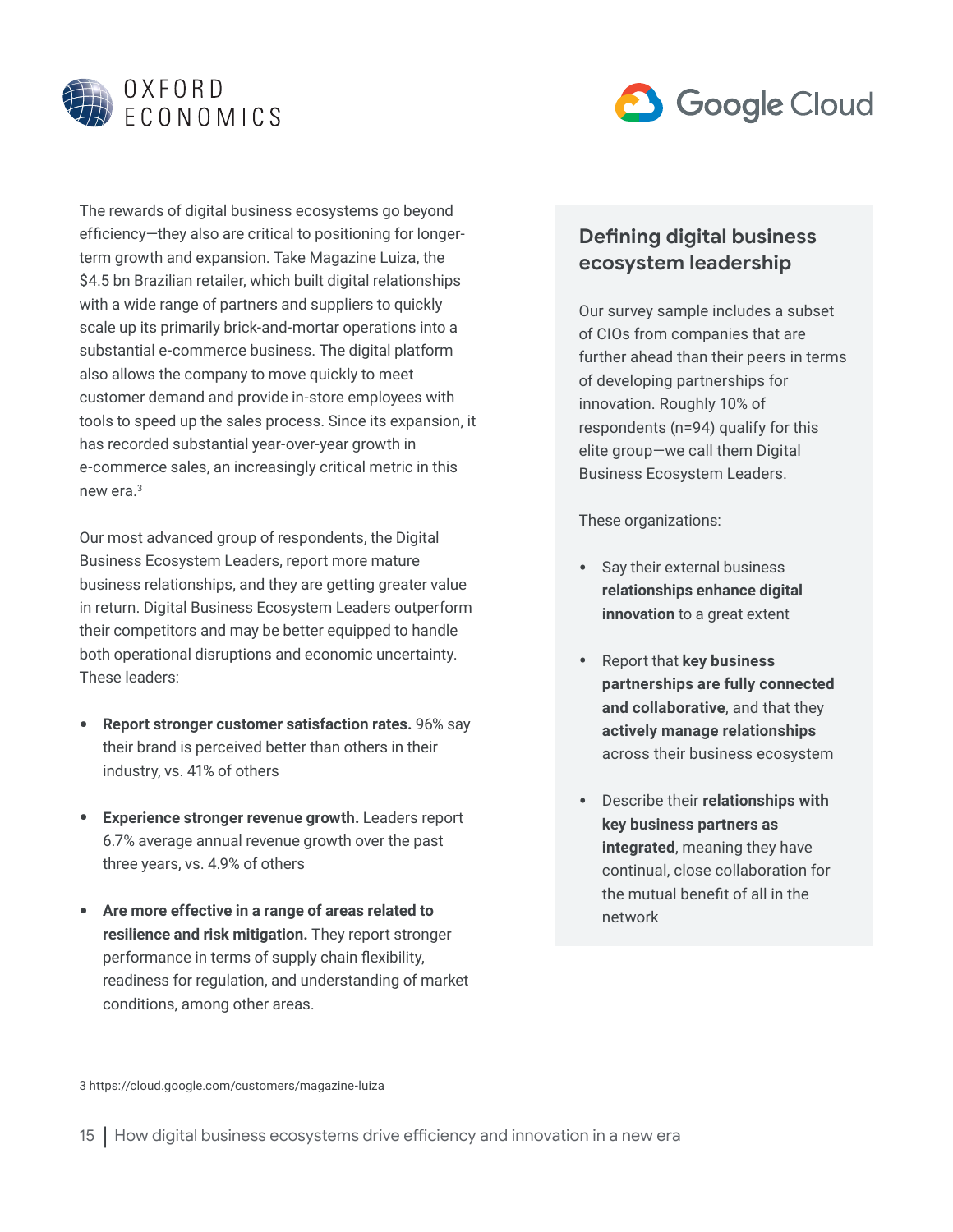The rewards of digital business ecosystems go beyond efficiency—they also are critical to positioning for longer-term growth and expansion. Take Magazine Luiza, the $4.5 bn Brazilian retailer, which built digital relationships with a wide range of partners and suppliers to quickly scale up its primarily brick-and-mortar operations into a substantial e-commerce business. The digital platform also allows the company to move quickly to meet customer demand and provide in-store employees with tools to speed up the sales process. Since its expansion, it has recorded substantial year-over-year growth in e-commerce sales, an increasingly critical metric in this new era.[3]

Our most advanced group of respondents, the Digital Business Ecosystem Leaders, report more mature business relationships, and they are getting greater value in return. Digital Business Ecosystem Leaders outperform their competitors and may be better equipped to handle both operational disruptions and economic uncertainty. These leaders:

- **Report stronger customer satisfaction rates.** 96% say their brand is perceived better than others in their industry, vs. 41% of others
- **Experience stronger revenue growth.** Leaders report 6.7% average annual revenue growth over the past three years, vs. 4.9% of others
- **Are more effective in a range of areas related to resilience and risk mitigation.** They report stronger performance in terms of supply chain flexibility, readiness for regulation, and understanding of market conditions, among other areas.

## Defining digital business ecosystem leadership

Our survey sample includes a subset of CIOs from companies that are further ahead than their peers in terms of developing partnerships for innovation. Roughly 10% of respondents (n=94) qualify for this elite group—we call them Digital Business Ecosystem Leaders.

These organizations:

- Say their external business **relationships enhance digital innovation** to a great extent
- Report that **key business partnerships are fully connected and collaborative**, and that they **actively manage relationships** across their business ecosystem
- Describe their **relationships with key business partners as integrated**, meaning they have continual, close collaboration for the mutual benefit of all in the network

3 https://cloud.google.com/customers/magazine-luiza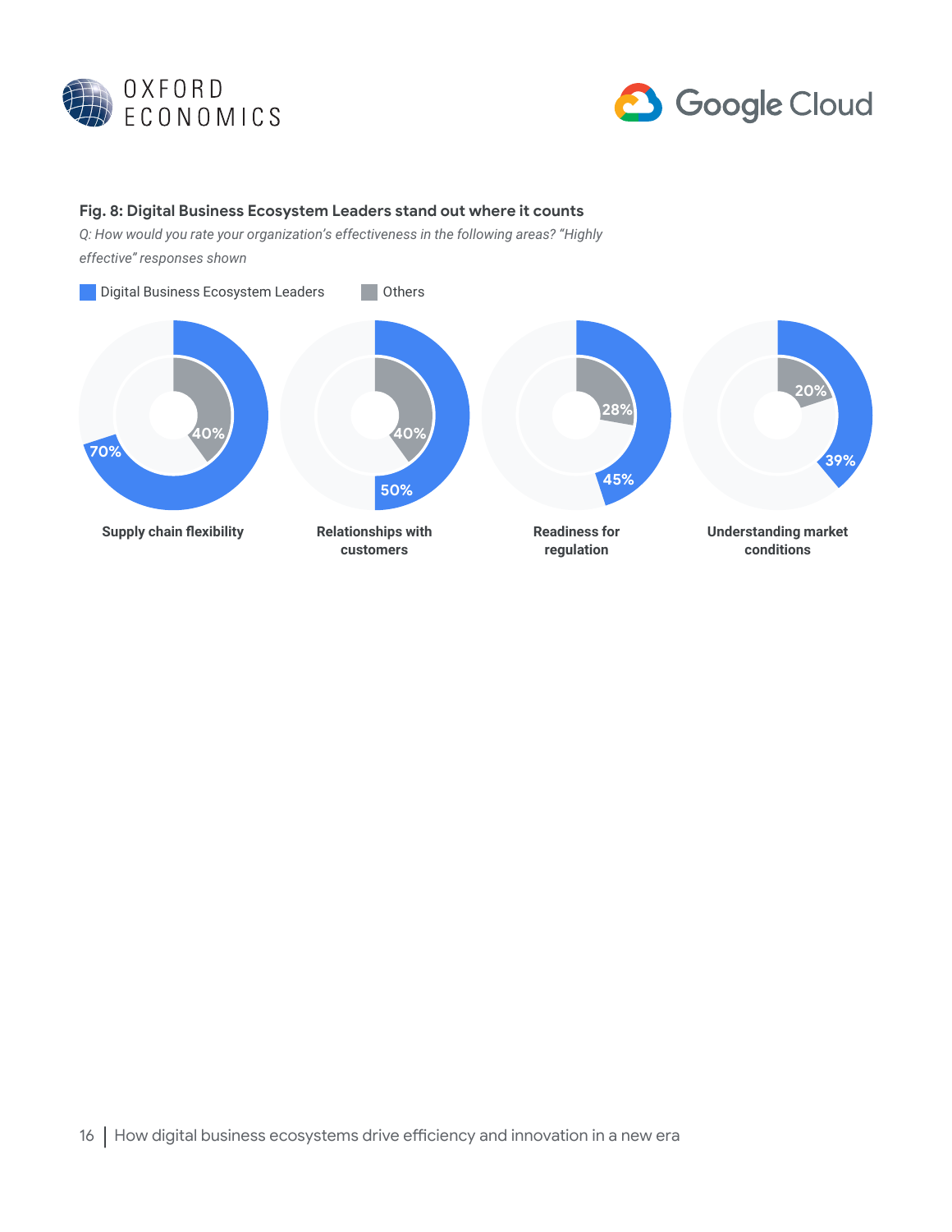**Fig. 8: Digital Business Ecosystem Leaders stand out where it counts**

*Q: How would you rate your organization's effectiveness in the following areas? "Highly effective" responses shown*

| Area | Digital Business Ecosystem Leaders | Others |
| --- | --- | --- |
| Supply chain flexibility | 70% | 40% |
| Relationships with customers | 50% | 40% |
| Readiness for regulation | 45% | 28% |
| Understanding market conditions | 39% | 20% |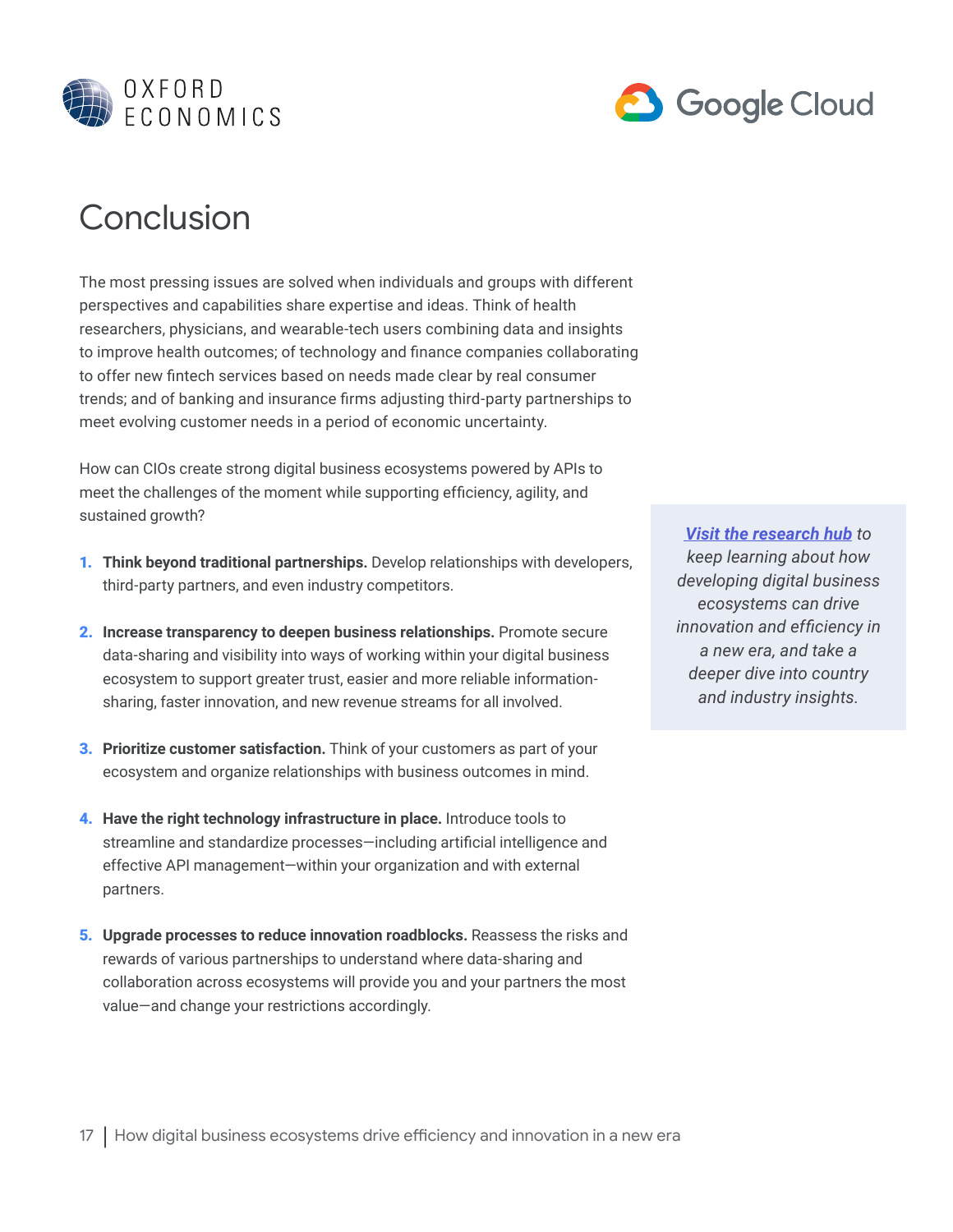# Conclusion

The most pressing issues are solved when individuals and groups with different perspectives and capabilities share expertise and ideas. Think of health researchers, physicians, and wearable-tech users combining data and insights to improve health outcomes; of technology and finance companies collaborating to offer new fintech services based on needs made clear by real consumer trends; and of banking and insurance firms adjusting third-party partnerships to meet evolving customer needs in a period of economic uncertainty.

How can CIOs create strong digital business ecosystems powered by APIs to meet the challenges of the moment while supporting efficiency, agility, and sustained growth?

1. **Think beyond traditional partnerships.** Develop relationships with developers, third-party partners, and even industry competitors.
2. **Increase transparency to deepen business relationships.** Promote secure data-sharing and visibility into ways of working within your digital business ecosystem to support greater trust, easier and more reliable information-sharing, faster innovation, and new revenue streams for all involved.
3. **Prioritize customer satisfaction.** Think of your customers as part of your ecosystem and organize relationships with business outcomes in mind.
4. **Have the right technology infrastructure in place.** Introduce tools to streamline and standardize processes—including artificial intelligence and effective API management—within your organization and with external partners.
5. **Upgrade processes to reduce innovation roadblocks.** Reassess the risks and rewards of various partnerships to understand where data-sharing and collaboration across ecosystems will provide you and your partners the most value—and change your restrictions accordingly.

*[**Visit the research hub**] to keep learning about how developing digital business ecosystems can drive innovation and efficiency in a new era, and take a deeper dive into country and industry insights.*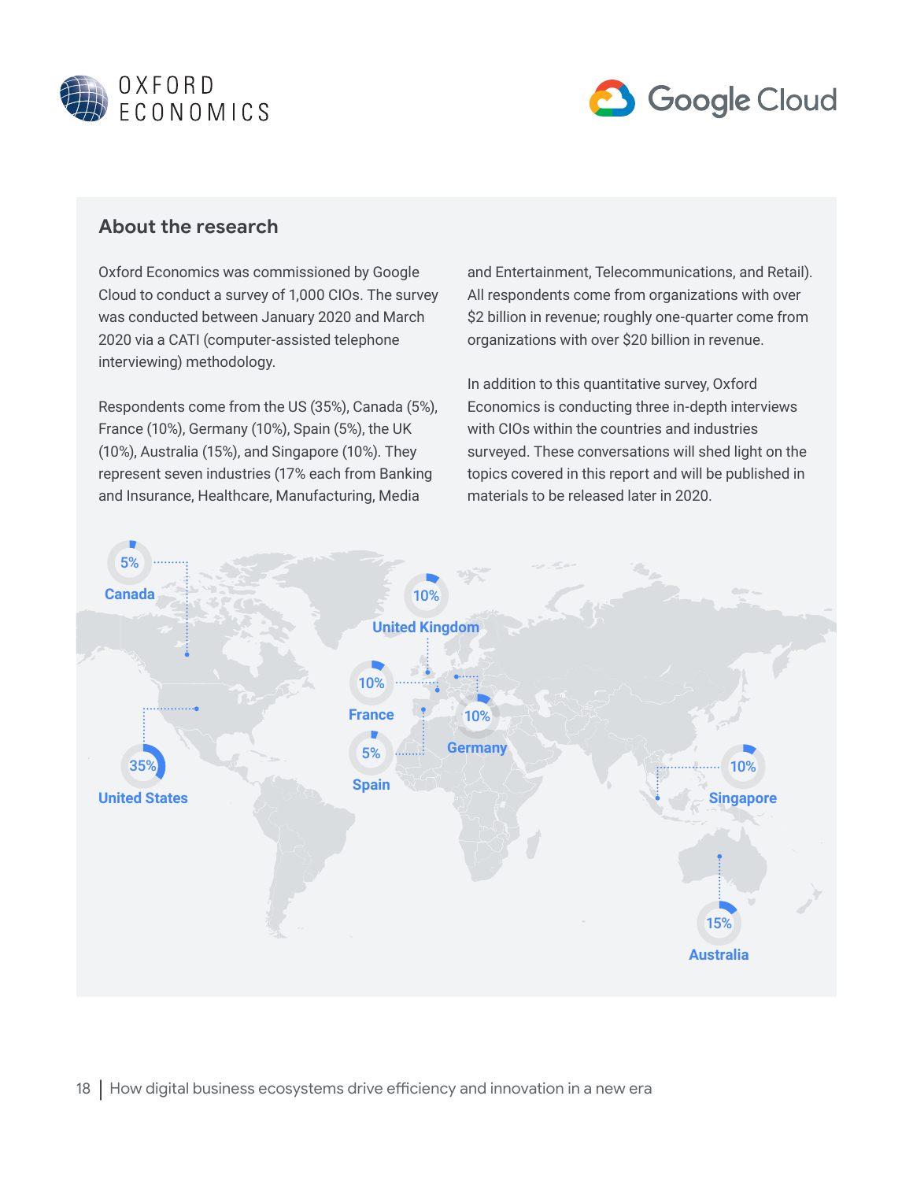## About the research

Oxford Economics was commissioned by Google Cloud to conduct a survey of 1,000 CIOs. The survey was conducted between January 2020 and March 2020 via a CATI (computer-assisted telephone interviewing) methodology.

Respondents come from the US (35%), Canada (5%), France (10%), Germany (10%), Spain (5%), the UK (10%), Australia (15%), and Singapore (10%). They represent seven industries (17% each from Banking and Insurance, Healthcare, Manufacturing, Media and Entertainment, Telecommunications, and Retail). All respondents come from organizations with over $2 billion in revenue; roughly one-quarter come from organizations with over $20 billion in revenue.

In addition to this quantitative survey, Oxford Economics is conducting three in-depth interviews with CIOs within the countries and industries surveyed. These conversations will shed light on the topics covered in this report and will be published in materials to be released later in 2020.

5%
Canada

10%
United Kingdom

10%
France

10%
Germany

5%
Spain

35%
United States

10%
Singapore

15%
Australia